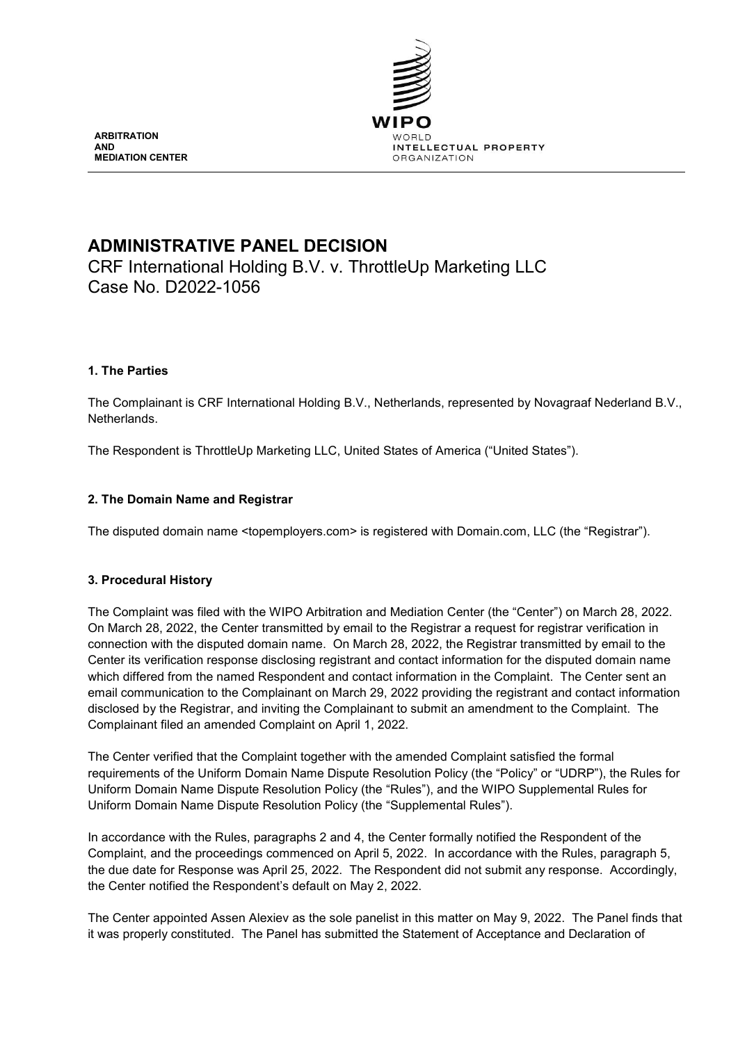**ARBITRATION AND MEDIATION CENTER**

WIPO
WORLD INTELLECTUAL PROPERTY ORGANIZATION

# ADMINISTRATIVE PANEL DECISION

CRF International Holding B.V. v. ThrottleUp Marketing LLC
Case No. D2022-1056

## 1. The Parties

The Complainant is CRF International Holding B.V., Netherlands, represented by Novagraaf Nederland B.V., Netherlands.

The Respondent is ThrottleUp Marketing LLC, United States of America ("United States").

## 2. The Domain Name and Registrar

The disputed domain name <topemployers.com> is registered with Domain.com, LLC (the "Registrar").

## 3. Procedural History

The Complaint was filed with the WIPO Arbitration and Mediation Center (the "Center") on March 28, 2022. On March 28, 2022, the Center transmitted by email to the Registrar a request for registrar verification in connection with the disputed domain name. On March 28, 2022, the Registrar transmitted by email to the Center its verification response disclosing registrant and contact information for the disputed domain name which differed from the named Respondent and contact information in the Complaint. The Center sent an email communication to the Complainant on March 29, 2022 providing the registrant and contact information disclosed by the Registrar, and inviting the Complainant to submit an amendment to the Complaint. The Complainant filed an amended Complaint on April 1, 2022.

The Center verified that the Complaint together with the amended Complaint satisfied the formal requirements of the Uniform Domain Name Dispute Resolution Policy (the "Policy" or "UDRP"), the Rules for Uniform Domain Name Dispute Resolution Policy (the "Rules"), and the WIPO Supplemental Rules for Uniform Domain Name Dispute Resolution Policy (the "Supplemental Rules").

In accordance with the Rules, paragraphs 2 and 4, the Center formally notified the Respondent of the Complaint, and the proceedings commenced on April 5, 2022. In accordance with the Rules, paragraph 5, the due date for Response was April 25, 2022. The Respondent did not submit any response. Accordingly, the Center notified the Respondent's default on May 2, 2022.

The Center appointed Assen Alexiev as the sole panelist in this matter on May 9, 2022. The Panel finds that it was properly constituted. The Panel has submitted the Statement of Acceptance and Declaration of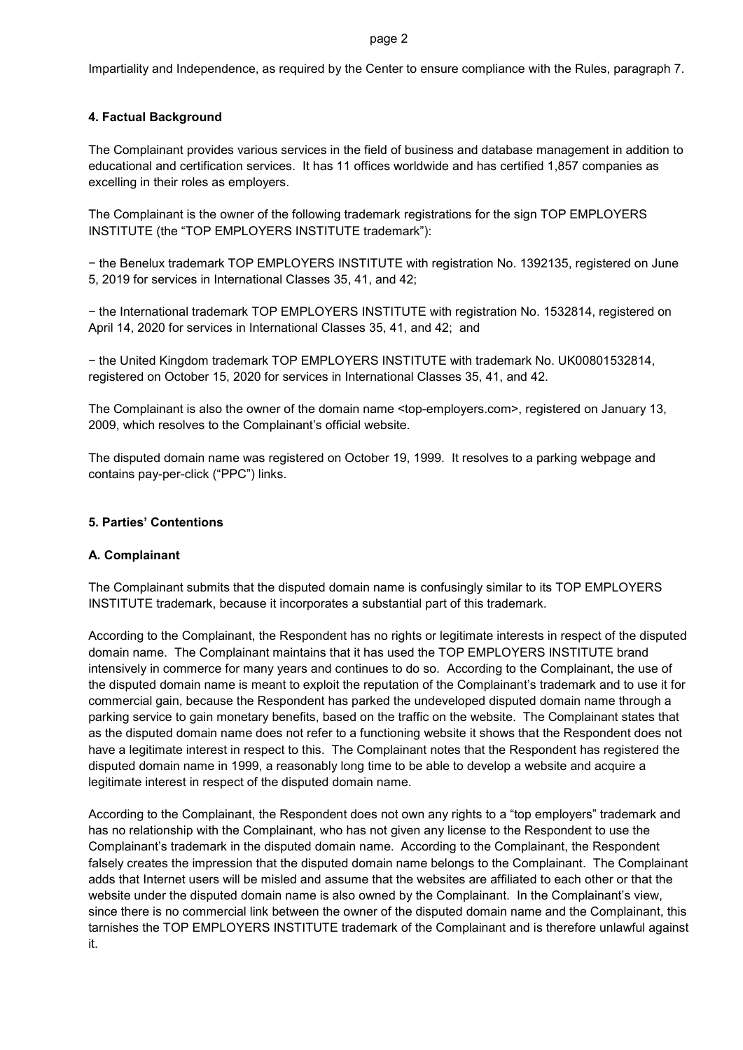Impartiality and Independence, as required by the Center to ensure compliance with the Rules, paragraph 7.

## 4. Factual Background

The Complainant provides various services in the field of business and database management in addition to educational and certification services. It has 11 offices worldwide and has certified 1,857 companies as excelling in their roles as employers.

The Complainant is the owner of the following trademark registrations for the sign TOP EMPLOYERS INSTITUTE (the "TOP EMPLOYERS INSTITUTE trademark"):

− the Benelux trademark TOP EMPLOYERS INSTITUTE with registration No. 1392135, registered on June 5, 2019 for services in International Classes 35, 41, and 42;

− the International trademark TOP EMPLOYERS INSTITUTE with registration No. 1532814, registered on April 14, 2020 for services in International Classes 35, 41, and 42; and

− the United Kingdom trademark TOP EMPLOYERS INSTITUTE with trademark No. UK00801532814, registered on October 15, 2020 for services in International Classes 35, 41, and 42.

The Complainant is also the owner of the domain name <top-employers.com>, registered on January 13, 2009, which resolves to the Complainant's official website.

The disputed domain name was registered on October 19, 1999. It resolves to a parking webpage and contains pay-per-click ("PPC") links.

## 5. Parties' Contentions

### A. Complainant

The Complainant submits that the disputed domain name is confusingly similar to its TOP EMPLOYERS INSTITUTE trademark, because it incorporates a substantial part of this trademark.

According to the Complainant, the Respondent has no rights or legitimate interests in respect of the disputed domain name. The Complainant maintains that it has used the TOP EMPLOYERS INSTITUTE brand intensively in commerce for many years and continues to do so. According to the Complainant, the use of the disputed domain name is meant to exploit the reputation of the Complainant's trademark and to use it for commercial gain, because the Respondent has parked the undeveloped disputed domain name through a parking service to gain monetary benefits, based on the traffic on the website. The Complainant states that as the disputed domain name does not refer to a functioning website it shows that the Respondent does not have a legitimate interest in respect to this. The Complainant notes that the Respondent has registered the disputed domain name in 1999, a reasonably long time to be able to develop a website and acquire a legitimate interest in respect of the disputed domain name.

According to the Complainant, the Respondent does not own any rights to a "top employers" trademark and has no relationship with the Complainant, who has not given any license to the Respondent to use the Complainant's trademark in the disputed domain name. According to the Complainant, the Respondent falsely creates the impression that the disputed domain name belongs to the Complainant. The Complainant adds that Internet users will be misled and assume that the websites are affiliated to each other or that the website under the disputed domain name is also owned by the Complainant. In the Complainant's view, since there is no commercial link between the owner of the disputed domain name and the Complainant, this tarnishes the TOP EMPLOYERS INSTITUTE trademark of the Complainant and is therefore unlawful against it.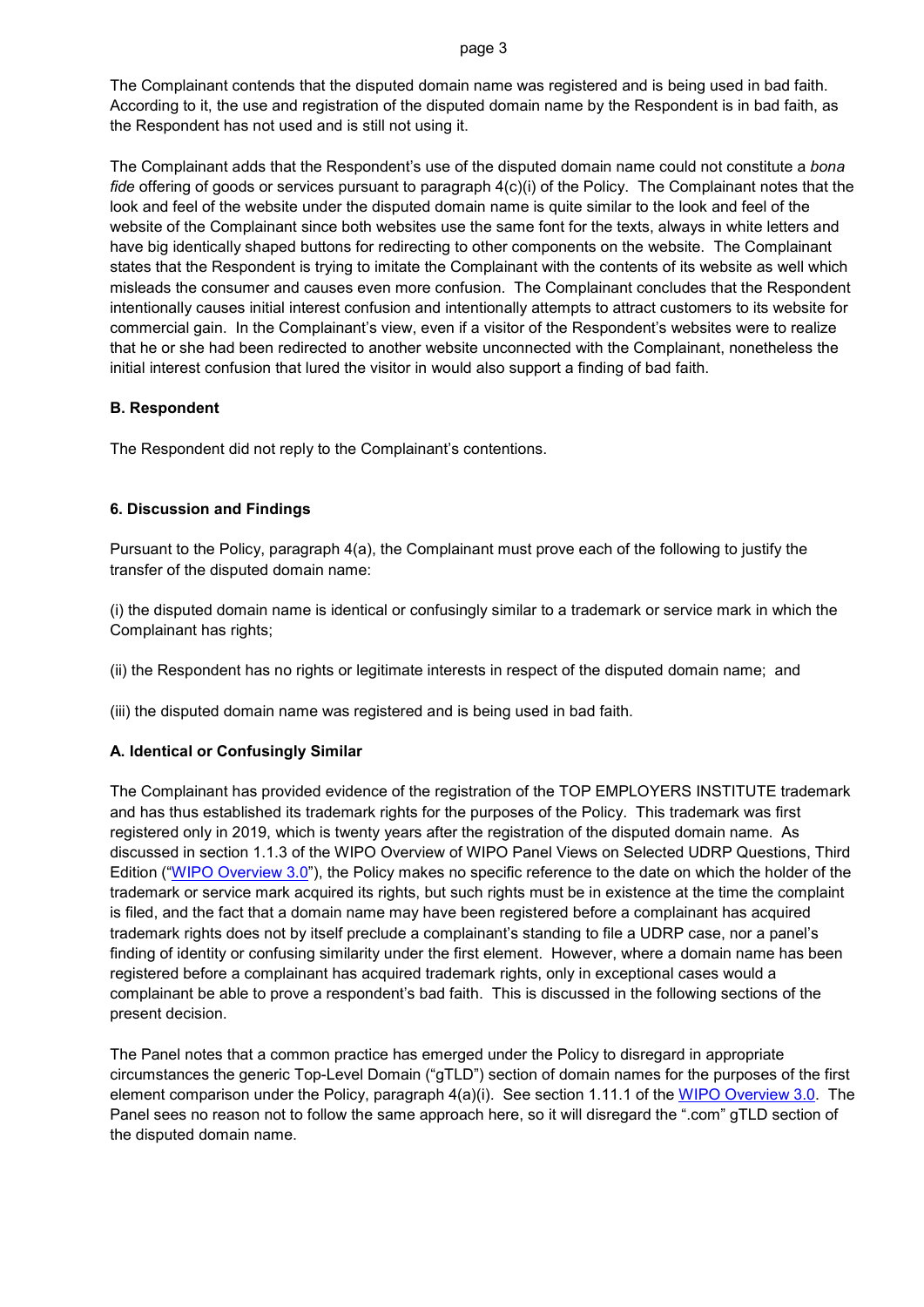The Complainant contends that the disputed domain name was registered and is being used in bad faith. According to it, the use and registration of the disputed domain name by the Respondent is in bad faith, as the Respondent has not used and is still not using it.

The Complainant adds that the Respondent's use of the disputed domain name could not constitute a *bona fide* offering of goods or services pursuant to paragraph 4(c)(i) of the Policy. The Complainant notes that the look and feel of the website under the disputed domain name is quite similar to the look and feel of the website of the Complainant since both websites use the same font for the texts, always in white letters and have big identically shaped buttons for redirecting to other components on the website. The Complainant states that the Respondent is trying to imitate the Complainant with the contents of its website as well which misleads the consumer and causes even more confusion. The Complainant concludes that the Respondent intentionally causes initial interest confusion and intentionally attempts to attract customers to its website for commercial gain. In the Complainant's view, even if a visitor of the Respondent's websites were to realize that he or she had been redirected to another website unconnected with the Complainant, nonetheless the initial interest confusion that lured the visitor in would also support a finding of bad faith.

### B. Respondent

The Respondent did not reply to the Complainant's contentions.

## 6. Discussion and Findings

Pursuant to the Policy, paragraph 4(a), the Complainant must prove each of the following to justify the transfer of the disputed domain name:

(i) the disputed domain name is identical or confusingly similar to a trademark or service mark in which the Complainant has rights;

(ii) the Respondent has no rights or legitimate interests in respect of the disputed domain name; and

(iii) the disputed domain name was registered and is being used in bad faith.

### A. Identical or Confusingly Similar

The Complainant has provided evidence of the registration of the TOP EMPLOYERS INSTITUTE trademark and has thus established its trademark rights for the purposes of the Policy. This trademark was first registered only in 2019, which is twenty years after the registration of the disputed domain name. As discussed in section 1.1.3 of the WIPO Overview of WIPO Panel Views on Selected UDRP Questions, Third Edition ("WIPO Overview 3.0"), the Policy makes no specific reference to the date on which the holder of the trademark or service mark acquired its rights, but such rights must be in existence at the time the complaint is filed, and the fact that a domain name may have been registered before a complainant has acquired trademark rights does not by itself preclude a complainant's standing to file a UDRP case, nor a panel's finding of identity or confusing similarity under the first element. However, where a domain name has been registered before a complainant has acquired trademark rights, only in exceptional cases would a complainant be able to prove a respondent's bad faith. This is discussed in the following sections of the present decision.

The Panel notes that a common practice has emerged under the Policy to disregard in appropriate circumstances the generic Top-Level Domain ("gTLD") section of domain names for the purposes of the first element comparison under the Policy, paragraph 4(a)(i). See section 1.11.1 of the WIPO Overview 3.0. The Panel sees no reason not to follow the same approach here, so it will disregard the ".com" gTLD section of the disputed domain name.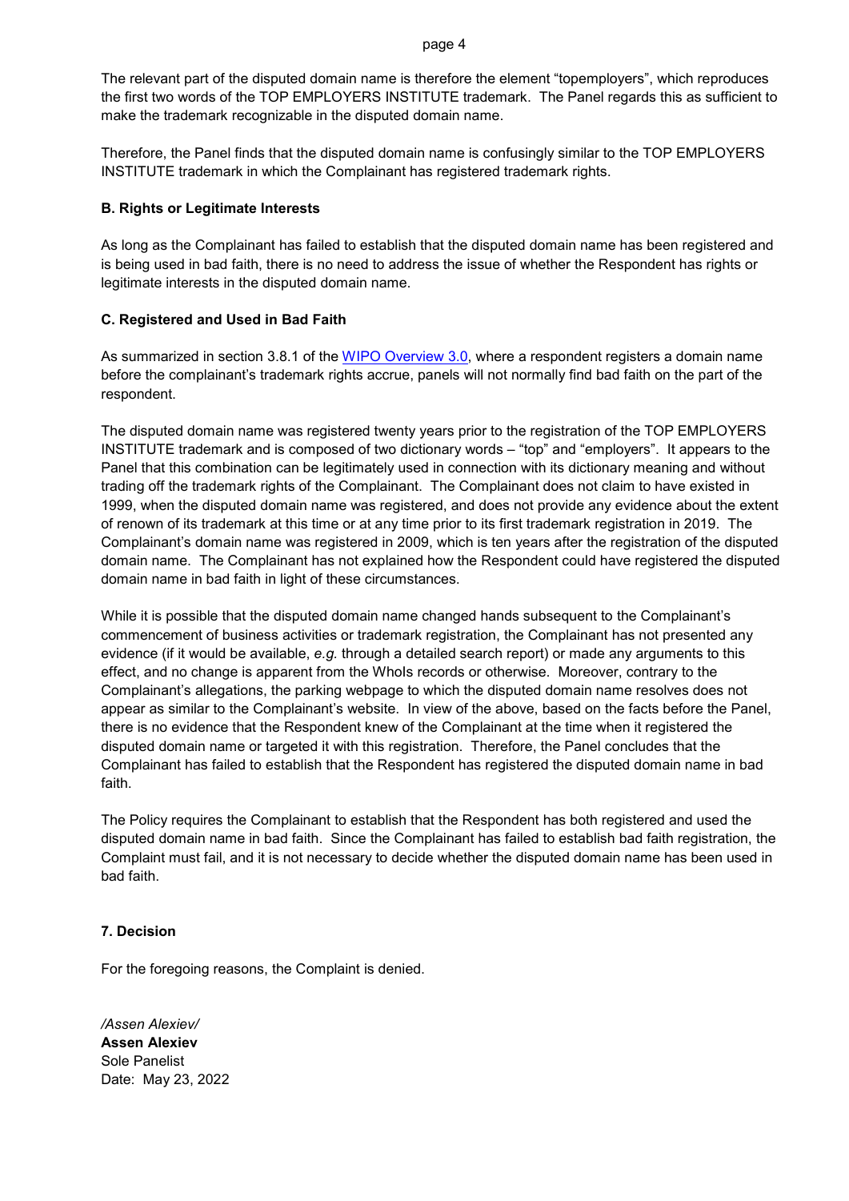The relevant part of the disputed domain name is therefore the element "topemployers", which reproduces the first two words of the TOP EMPLOYERS INSTITUTE trademark. The Panel regards this as sufficient to make the trademark recognizable in the disputed domain name.

Therefore, the Panel finds that the disputed domain name is confusingly similar to the TOP EMPLOYERS INSTITUTE trademark in which the Complainant has registered trademark rights.

**B. Rights or Legitimate Interests**

As long as the Complainant has failed to establish that the disputed domain name has been registered and is being used in bad faith, there is no need to address the issue of whether the Respondent has rights or legitimate interests in the disputed domain name.

**C. Registered and Used in Bad Faith**

As summarized in section 3.8.1 of the WIPO Overview 3.0, where a respondent registers a domain name before the complainant's trademark rights accrue, panels will not normally find bad faith on the part of the respondent.

The disputed domain name was registered twenty years prior to the registration of the TOP EMPLOYERS INSTITUTE trademark and is composed of two dictionary words – "top" and "employers". It appears to the Panel that this combination can be legitimately used in connection with its dictionary meaning and without trading off the trademark rights of the Complainant. The Complainant does not claim to have existed in 1999, when the disputed domain name was registered, and does not provide any evidence about the extent of renown of its trademark at this time or at any time prior to its first trademark registration in 2019. The Complainant's domain name was registered in 2009, which is ten years after the registration of the disputed domain name. The Complainant has not explained how the Respondent could have registered the disputed domain name in bad faith in light of these circumstances.

While it is possible that the disputed domain name changed hands subsequent to the Complainant's commencement of business activities or trademark registration, the Complainant has not presented any evidence (if it would be available, *e.g.* through a detailed search report) or made any arguments to this effect, and no change is apparent from the WhoIs records or otherwise. Moreover, contrary to the Complainant's allegations, the parking webpage to which the disputed domain name resolves does not appear as similar to the Complainant's website. In view of the above, based on the facts before the Panel, there is no evidence that the Respondent knew of the Complainant at the time when it registered the disputed domain name or targeted it with this registration. Therefore, the Panel concludes that the Complainant has failed to establish that the Respondent has registered the disputed domain name in bad faith.

The Policy requires the Complainant to establish that the Respondent has both registered and used the disputed domain name in bad faith. Since the Complainant has failed to establish bad faith registration, the Complaint must fail, and it is not necessary to decide whether the disputed domain name has been used in bad faith.

**7. Decision**

For the foregoing reasons, the Complaint is denied.

*/Assen Alexiev/*
**Assen Alexiev**
Sole Panelist
Date: May 23, 2022